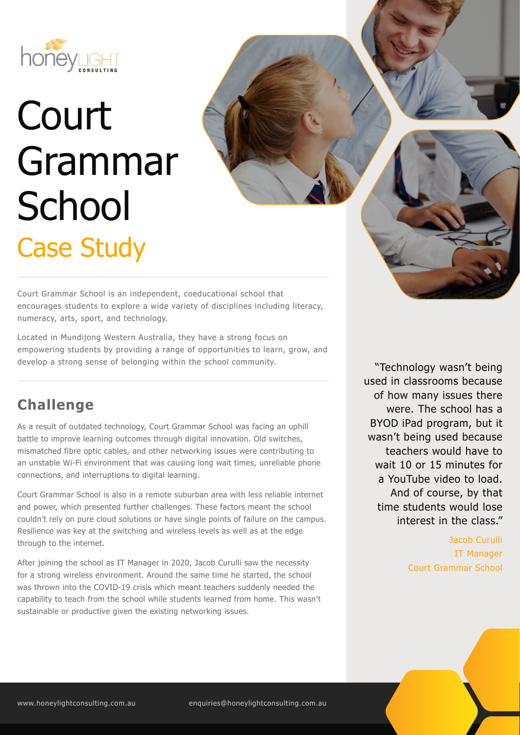# Court Grammar School

## Case Study

Court Grammar School is an independent, coeducational school that encourages students to explore a wide variety of disciplines including literacy, numeracy, arts, sport, and technology.

Located in Mundijong Western Australia, they have a strong focus on empowering students by providing a range of opportunities to learn, grow, and develop a strong sense of belonging within the school community.

## Challenge

As a result of outdated technology, Court Grammar School was facing an uphill battle to improve learning outcomes through digital innovation. Old switches, mismatched fibre optic cables, and other networking issues were contributing to an unstable Wi-Fi environment that was causing long wait times, unreliable phone connections, and interruptions to digital learning.

Court Grammar School is also in a remote suburban area with less reliable internet and power, which presented further challenges. These factors meant the school couldn't rely on pure cloud solutions or have single points of failure on the campus. Resilience was key at the switching and wireless levels as well as at the edge through to the internet.

After joining the school as IT Manager in 2020, Jacob Curulli saw the necessity for a strong wireless environment. Around the same time he started, the school was thrown into the COVID-19 crisis which meant teachers suddenly needed the capability to teach from the school while students learned from home. This wasn't sustainable or productive given the existing networking issues.

> "Technology wasn't being used in classrooms because of how many issues there were. The school has a BYOD iPad program, but it wasn't being used because teachers would have to wait 10 or 15 minutes for a YouTube video to load. And of course, by that time students would lose interest in the class."
>
> Jacob Curulli
> IT Manager
> Court Grammar School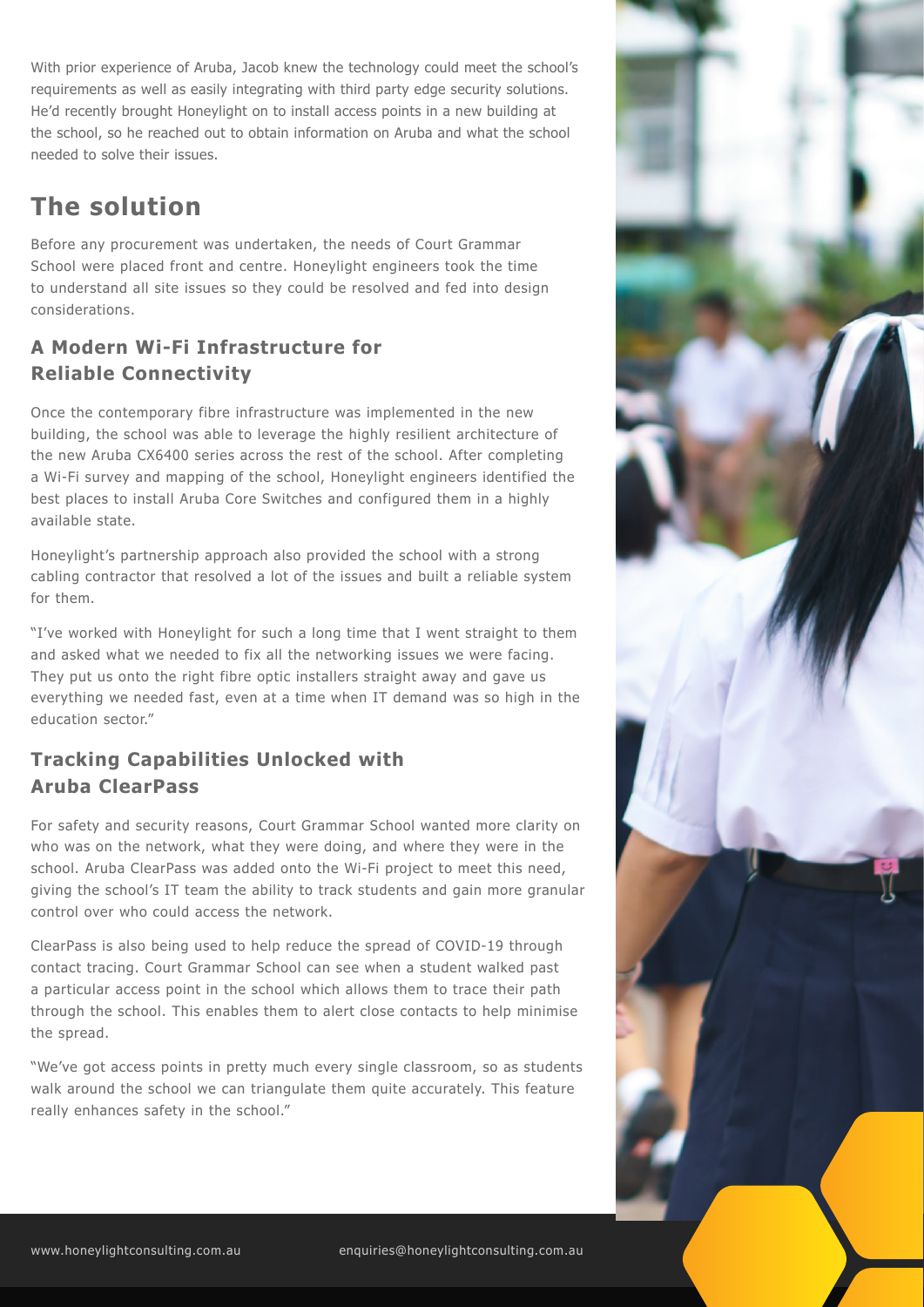With prior experience of Aruba, Jacob knew the technology could meet the school's requirements as well as easily integrating with third party edge security solutions. He'd recently brought Honeylight on to install access points in a new building at the school, so he reached out to obtain information on Aruba and what the school needed to solve their issues.

# The solution

Before any procurement was undertaken, the needs of Court Grammar School were placed front and centre. Honeylight engineers took the time to understand all site issues so they could be resolved and fed into design considerations.

## A Modern Wi-Fi Infrastructure for Reliable Connectivity

Once the contemporary fibre infrastructure was implemented in the new building, the school was able to leverage the highly resilient architecture of the new Aruba CX6400 series across the rest of the school. After completing a Wi-Fi survey and mapping of the school, Honeylight engineers identified the best places to install Aruba Core Switches and configured them in a highly available state.

Honeylight's partnership approach also provided the school with a strong cabling contractor that resolved a lot of the issues and built a reliable system for them.

"I've worked with Honeylight for such a long time that I went straight to them and asked what we needed to fix all the networking issues we were facing. They put us onto the right fibre optic installers straight away and gave us everything we needed fast, even at a time when IT demand was so high in the education sector."

## Tracking Capabilities Unlocked with Aruba ClearPass

For safety and security reasons, Court Grammar School wanted more clarity on who was on the network, what they were doing, and where they were in the school. Aruba ClearPass was added onto the Wi-Fi project to meet this need, giving the school's IT team the ability to track students and gain more granular control over who could access the network.

ClearPass is also being used to help reduce the spread of COVID-19 through contact tracing. Court Grammar School can see when a student walked past a particular access point in the school which allows them to trace their path through the school. This enables them to alert close contacts to help minimise the spread.

"We've got access points in pretty much every single classroom, so as students walk around the school we can triangulate them quite accurately. This feature really enhances safety in the school."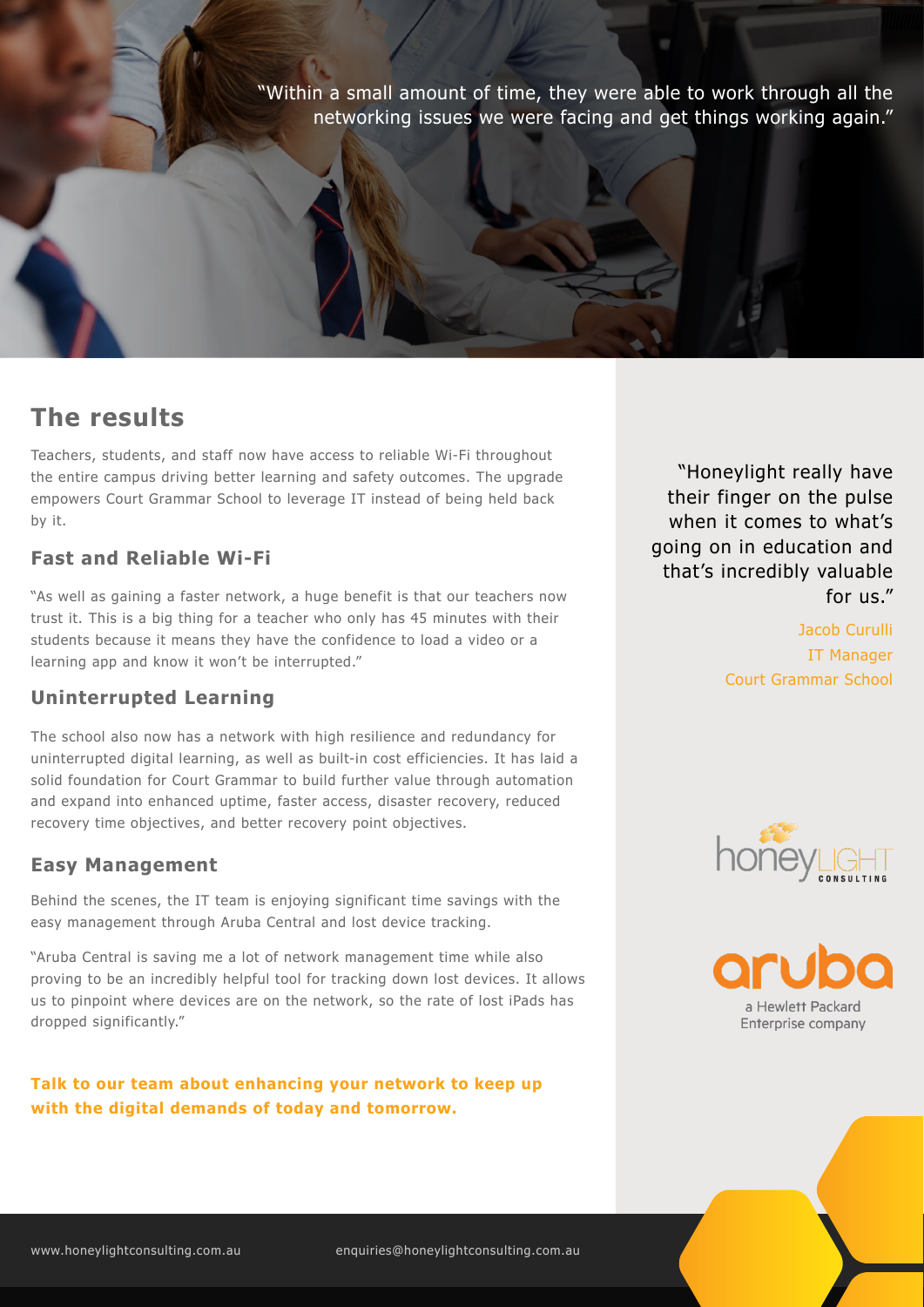"Within a small amount of time, they were able to work through all the networking issues we were facing and get things working again."

## The results

Teachers, students, and staff now have access to reliable Wi-Fi throughout the entire campus driving better learning and safety outcomes. The upgrade empowers Court Grammar School to leverage IT instead of being held back by it.

### Fast and Reliable Wi-Fi

"As well as gaining a faster network, a huge benefit is that our teachers now trust it. This is a big thing for a teacher who only has 45 minutes with their students because it means they have the confidence to load a video or a learning app and know it won't be interrupted."

### Uninterrupted Learning

The school also now has a network with high resilience and redundancy for uninterrupted digital learning, as well as built-in cost efficiencies. It has laid a solid foundation for Court Grammar to build further value through automation and expand into enhanced uptime, faster access, disaster recovery, reduced recovery time objectives, and better recovery point objectives.

### Easy Management

Behind the scenes, the IT team is enjoying significant time savings with the easy management through Aruba Central and lost device tracking.

"Aruba Central is saving me a lot of network management time while also proving to be an incredibly helpful tool for tracking down lost devices. It allows us to pinpoint where devices are on the network, so the rate of lost iPads has dropped significantly."

**Talk to our team about enhancing your network to keep up with the digital demands of today and tomorrow.**

"Honeylight really have their finger on the pulse when it comes to what's going on in education and that's incredibly valuable for us."

Jacob Curulli
IT Manager
Court Grammar School

honeyLIGHT CONSULTING

aruba
a Hewlett Packard Enterprise company

www.honeylightconsulting.com.au enquiries@honeylightconsulting.com.au